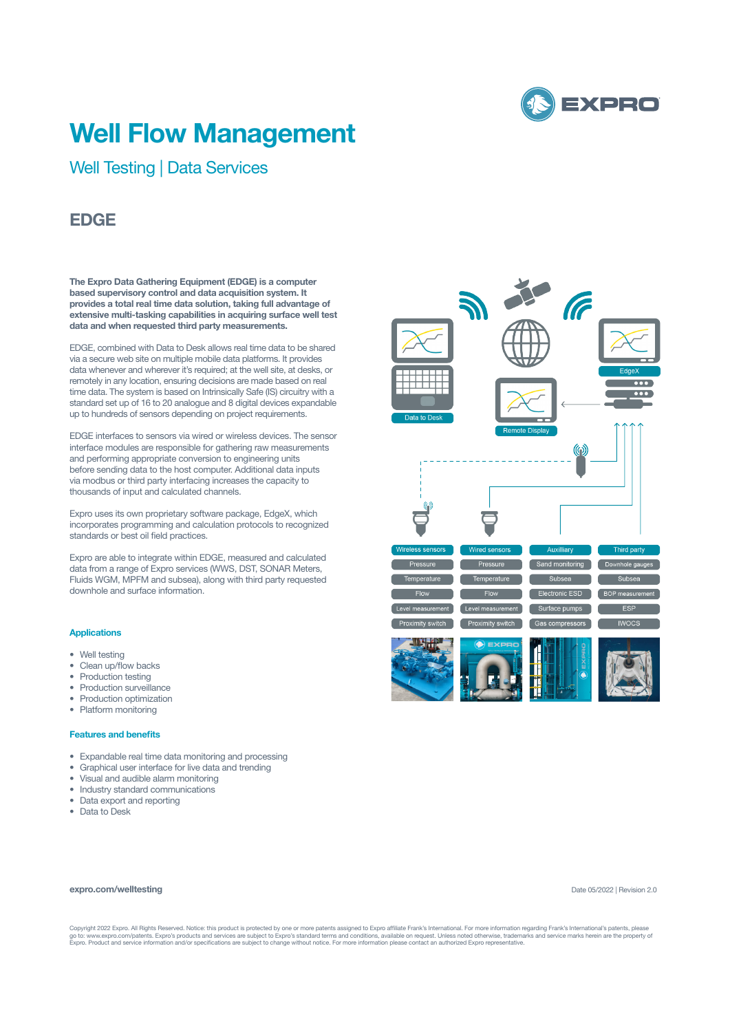# Well Flow Management

## Well Testing | Data Services

## EDGE

**The Expro Data Gathering Equipment (EDGE) is a computer based supervisory control and data acquisition system. It provides a total real time data solution, taking full advantage of extensive multi-tasking capabilities in acquiring surface well test data and when requested third party measurements.**

EDGE, combined with Data to Desk allows real time data to be shared via a secure web site on multiple mobile data platforms. It provides data whenever and wherever it's required; at the well site, at desks, or remotely in any location, ensuring decisions are made based on real time data. The system is based on Intrinsically Safe (IS) circuitry with a standard set up of 16 to 20 analogue and 8 digital devices expandable up to hundreds of sensors depending on project requirements.

EDGE interfaces to sensors via wired or wireless devices. The sensor interface modules are responsible for gathering raw measurements and performing appropriate conversion to engineering units before sending data to the host computer. Additional data inputs via modbus or third party interfacing increases the capacity to thousands of input and calculated channels.

Expro uses its own proprietary software package, EdgeX, which incorporates programming and calculation protocols to recognized standards or best oil field practices.

Expro are able to integrate within EDGE, measured and calculated data from a range of Expro services (WWS, DST, SONAR Meters, Fluids WGM, MPFM and subsea), along with third party requested downhole and surface information.

| Wireless sensors | Wired sensors | Auxiliary | Third party |
|---|---|---|---|
| Pressure | Pressure | Sand monitoring | Downhole gauges |
| Temperature | Temperature | Subsea | Subsea |
| Flow | Flow | Electronic ESD | BOP measurement |
| Level measurement | Level measurement | Surface pumps | ESP |
| Proximity switch | Proximity switch | Gas compressors | IWOCS |

### Applications

- Well testing
- Clean up/flow backs
- Production testing
- Production surveillance
- Production optimization
- Platform monitoring

### Features and benefits

- Expandable real time data monitoring and processing
- Graphical user interface for live data and trending
- Visual and audible alarm monitoring
- Industry standard communications
- Data export and reporting
- Data to Desk

expro.com/welltesting

Date 05/2022 | Revision 2.0

Copyright 2022 Expro. All Rights Reserved. Notice: this product is protected by one or more patents assigned to Expro affiliate Frank's International. For more information regarding Frank's International's patents, please go to: www.expro.com/patents. Expro's products and services are subject to Expro's standard terms and conditions, available on request. Unless noted otherwise, trademarks and service marks herein are the property of Expro. Product and service information and/or specifications are subject to change without notice. For more information please contact an authorized Expro representative.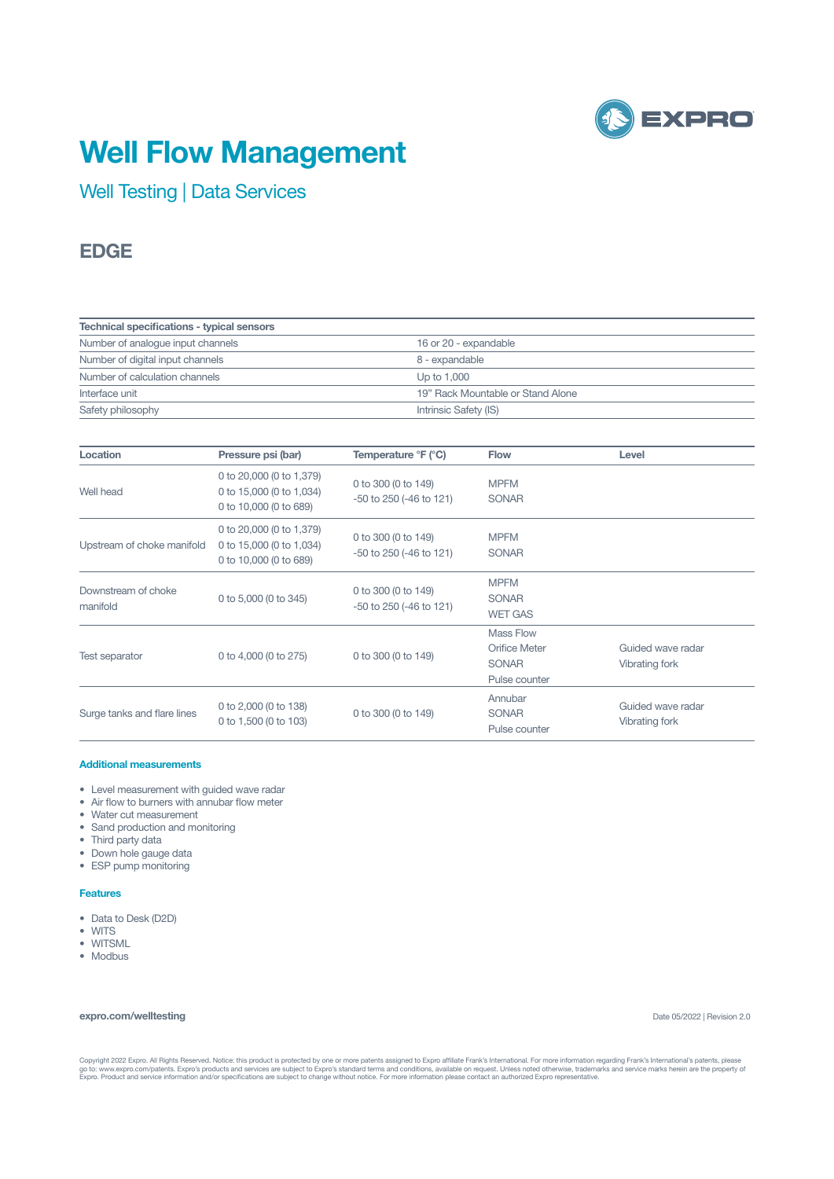# Well Flow Management

## Well Testing | Data Services

### EDGE

| Technical specifications - typical sensors | |
|---|---|
| Number of analogue input channels | 16 or 20 - expandable |
| Number of digital input channels | 8 - expandable |
| Number of calculation channels | Up to 1,000 |
| Interface unit | 19" Rack Mountable or Stand Alone |
| Safety philosophy | Intrinsic Safety (IS) |

| Location | Pressure psi (bar) | Temperature °F (°C) | Flow | Level |
|---|---|---|---|---|
| Well head | 0 to 20,000 (0 to 1,379)<br>0 to 15,000 (0 to 1,034)<br>0 to 10,000 (0 to 689) | 0 to 300 (0 to 149)<br>-50 to 250 (-46 to 121) | MPFM<br>SONAR | |
| Upstream of choke manifold | 0 to 20,000 (0 to 1,379)<br>0 to 15,000 (0 to 1,034)<br>0 to 10,000 (0 to 689) | 0 to 300 (0 to 149)<br>-50 to 250 (-46 to 121) | MPFM<br>SONAR | |
| Downstream of choke manifold | 0 to 5,000 (0 to 345) | 0 to 300 (0 to 149)<br>-50 to 250 (-46 to 121) | MPFM<br>SONAR<br>WET GAS | |
| Test separator | 0 to 4,000 (0 to 275) | 0 to 300 (0 to 149) | Mass Flow<br>Orifice Meter<br>SONAR<br>Pulse counter | Guided wave radar<br>Vibrating fork |
| Surge tanks and flare lines | 0 to 2,000 (0 to 138)<br>0 to 1,500 (0 to 103) | 0 to 300 (0 to 149) | Annubar<br>SONAR<br>Pulse counter | Guided wave radar<br>Vibrating fork |

#### Additional measurements

- Level measurement with guided wave radar
- Air flow to burners with annubar flow meter
- Water cut measurement
- Sand production and monitoring
- Third party data
- Down hole gauge data
- ESP pump monitoring

#### Features

- Data to Desk (D2D)
- WITS
- WITSML
- Modbus

**expro.com/welltesting**

Date 05/2022 | Revision 2.0

Copyright 2022 Expro. All Rights Reserved. Notice: this product is protected by one or more patents assigned to Expro affiliate Frank's International. For more information regarding Frank's International's patents, please go to: www.expro.com/patents. Expro's products and services are subject to Expro's standard terms and conditions, available on request. Unless noted otherwise, trademarks and service marks herein are the property of Expro. Product and service information and/or specifications are subject to change without notice. For more information please contact an authorized Expro representative.